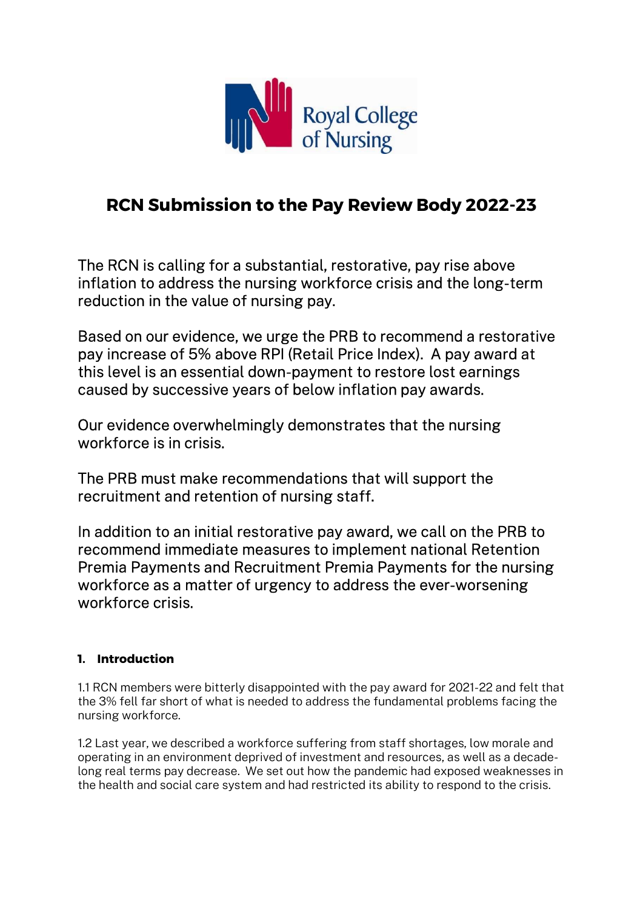Royal College of Nursing

# RCN Submission to the Pay Review Body 2022-23

The RCN is calling for a substantial, restorative, pay rise above inflation to address the nursing workforce crisis and the long-term reduction in the value of nursing pay.

Based on our evidence, we urge the PRB to recommend a restorative pay increase of 5% above RPI (Retail Price Index). A pay award at this level is an essential down-payment to restore lost earnings caused by successive years of below inflation pay awards.

Our evidence overwhelmingly demonstrates that the nursing workforce is in crisis.

The PRB must make recommendations that will support the recruitment and retention of nursing staff.

In addition to an initial restorative pay award, we call on the PRB to recommend immediate measures to implement national Retention Premia Payments and Recruitment Premia Payments for the nursing workforce as a matter of urgency to address the ever-worsening workforce crisis.

## 1. Introduction

1.1 RCN members were bitterly disappointed with the pay award for 2021-22 and felt that the 3% fell far short of what is needed to address the fundamental problems facing the nursing workforce.

1.2 Last year, we described a workforce suffering from staff shortages, low morale and operating in an environment deprived of investment and resources, as well as a decade-long real terms pay decrease. We set out how the pandemic had exposed weaknesses in the health and social care system and had restricted its ability to respond to the crisis.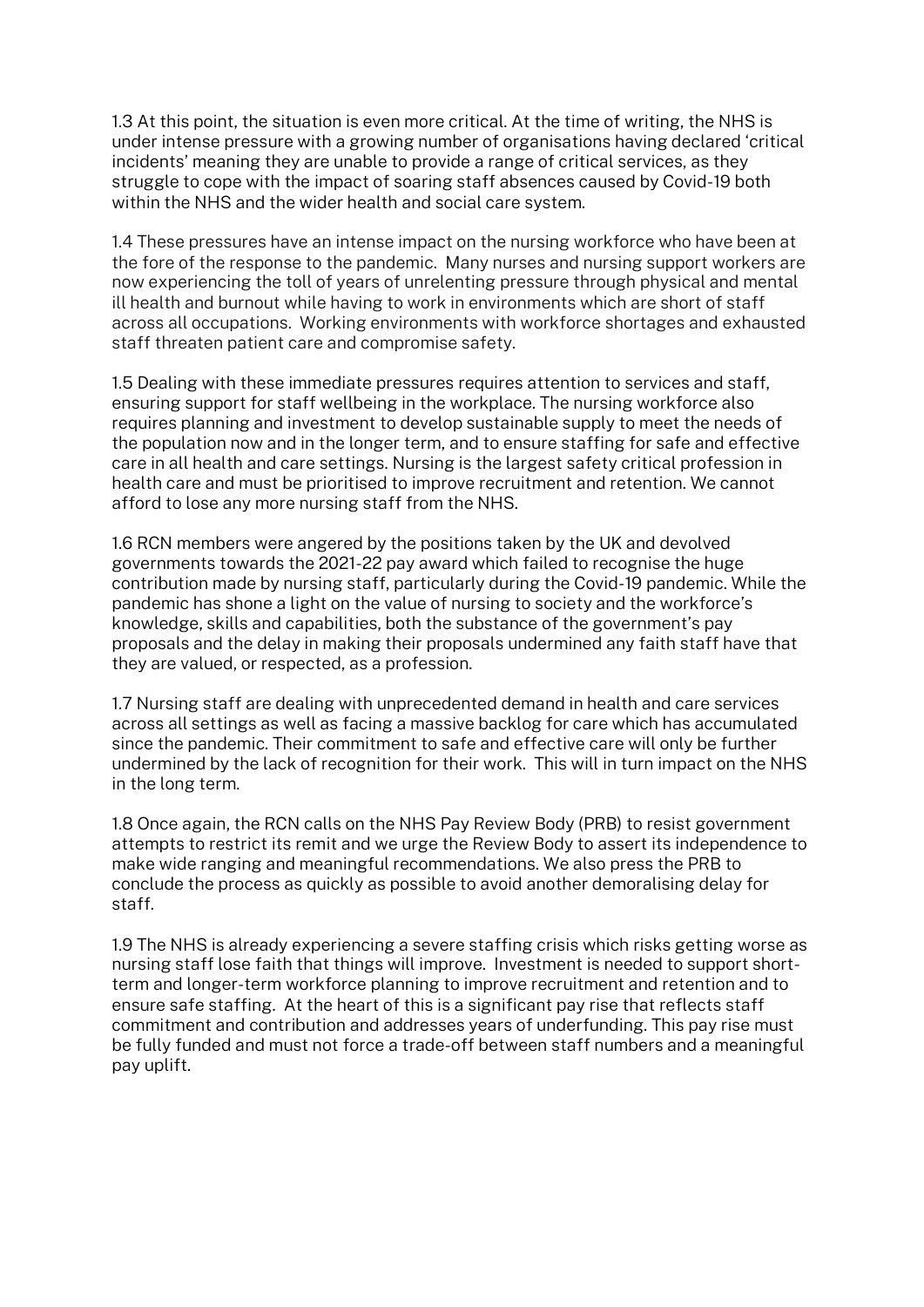1.3 At this point, the situation is even more critical. At the time of writing, the NHS is under intense pressure with a growing number of organisations having declared 'critical incidents' meaning they are unable to provide a range of critical services, as they struggle to cope with the impact of soaring staff absences caused by Covid-19 both within the NHS and the wider health and social care system.

1.4 These pressures have an intense impact on the nursing workforce who have been at the fore of the response to the pandemic. Many nurses and nursing support workers are now experiencing the toll of years of unrelenting pressure through physical and mental ill health and burnout while having to work in environments which are short of staff across all occupations. Working environments with workforce shortages and exhausted staff threaten patient care and compromise safety.

1.5 Dealing with these immediate pressures requires attention to services and staff, ensuring support for staff wellbeing in the workplace. The nursing workforce also requires planning and investment to develop sustainable supply to meet the needs of the population now and in the longer term, and to ensure staffing for safe and effective care in all health and care settings. Nursing is the largest safety critical profession in health care and must be prioritised to improve recruitment and retention. We cannot afford to lose any more nursing staff from the NHS.

1.6 RCN members were angered by the positions taken by the UK and devolved governments towards the 2021-22 pay award which failed to recognise the huge contribution made by nursing staff, particularly during the Covid-19 pandemic. While the pandemic has shone a light on the value of nursing to society and the workforce's knowledge, skills and capabilities, both the substance of the government's pay proposals and the delay in making their proposals undermined any faith staff have that they are valued, or respected, as a profession.

1.7 Nursing staff are dealing with unprecedented demand in health and care services across all settings as well as facing a massive backlog for care which has accumulated since the pandemic. Their commitment to safe and effective care will only be further undermined by the lack of recognition for their work. This will in turn impact on the NHS in the long term.

1.8 Once again, the RCN calls on the NHS Pay Review Body (PRB) to resist government attempts to restrict its remit and we urge the Review Body to assert its independence to make wide ranging and meaningful recommendations. We also press the PRB to conclude the process as quickly as possible to avoid another demoralising delay for staff.

1.9 The NHS is already experiencing a severe staffing crisis which risks getting worse as nursing staff lose faith that things will improve. Investment is needed to support short-term and longer-term workforce planning to improve recruitment and retention and to ensure safe staffing. At the heart of this is a significant pay rise that reflects staff commitment and contribution and addresses years of underfunding. This pay rise must be fully funded and must not force a trade-off between staff numbers and a meaningful pay uplift.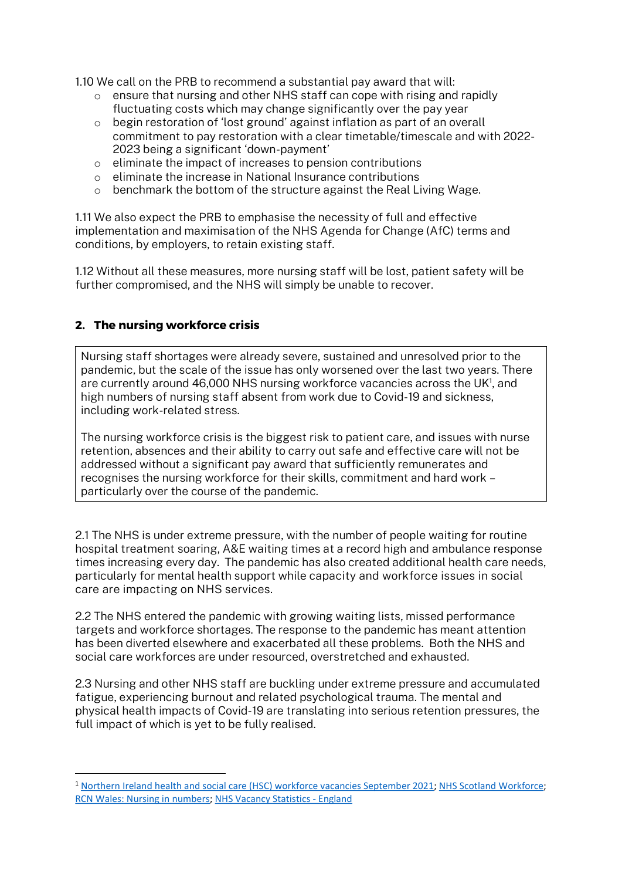1.10 We call on the PRB to recommend a substantial pay award that will:

- ensure that nursing and other NHS staff can cope with rising and rapidly fluctuating costs which may change significantly over the pay year
- begin restoration of 'lost ground' against inflation as part of an overall commitment to pay restoration with a clear timetable/timescale and with 2022-2023 being a significant 'down-payment'
- eliminate the impact of increases to pension contributions
- eliminate the increase in National Insurance contributions
- benchmark the bottom of the structure against the Real Living Wage.

1.11 We also expect the PRB to emphasise the necessity of full and effective implementation and maximisation of the NHS Agenda for Change (AfC) terms and conditions, by employers, to retain existing staff.

1.12 Without all these measures, more nursing staff will be lost, patient safety will be further compromised, and the NHS will simply be unable to recover.

## 2. The nursing workforce crisis

> Nursing staff shortages were already severe, sustained and unresolved prior to the pandemic, but the scale of the issue has only worsened over the last two years. There are currently around 46,000 NHS nursing workforce vacancies across the UK[1], and high numbers of nursing staff absent from work due to Covid-19 and sickness, including work-related stress.
>
> The nursing workforce crisis is the biggest risk to patient care, and issues with nurse retention, absences and their ability to carry out safe and effective care will not be addressed without a significant pay award that sufficiently remunerates and recognises the nursing workforce for their skills, commitment and hard work – particularly over the course of the pandemic.

2.1 The NHS is under extreme pressure, with the number of people waiting for routine hospital treatment soaring, A&E waiting times at a record high and ambulance response times increasing every day. The pandemic has also created additional health care needs, particularly for mental health support while capacity and workforce issues in social care are impacting on NHS services.

2.2 The NHS entered the pandemic with growing waiting lists, missed performance targets and workforce shortages. The response to the pandemic has meant attention has been diverted elsewhere and exacerbated all these problems. Both the NHS and social care workforces are under resourced, overstretched and exhausted.

2.3 Nursing and other NHS staff are buckling under extreme pressure and accumulated fatigue, experiencing burnout and related psychological trauma. The mental and physical health impacts of Covid-19 are translating into serious retention pressures, the full impact of which is yet to be fully realised.

---

[1] Northern Ireland health and social care (HSC) workforce vacancies September 2021; NHS Scotland Workforce; RCN Wales: Nursing in numbers; NHS Vacancy Statistics - England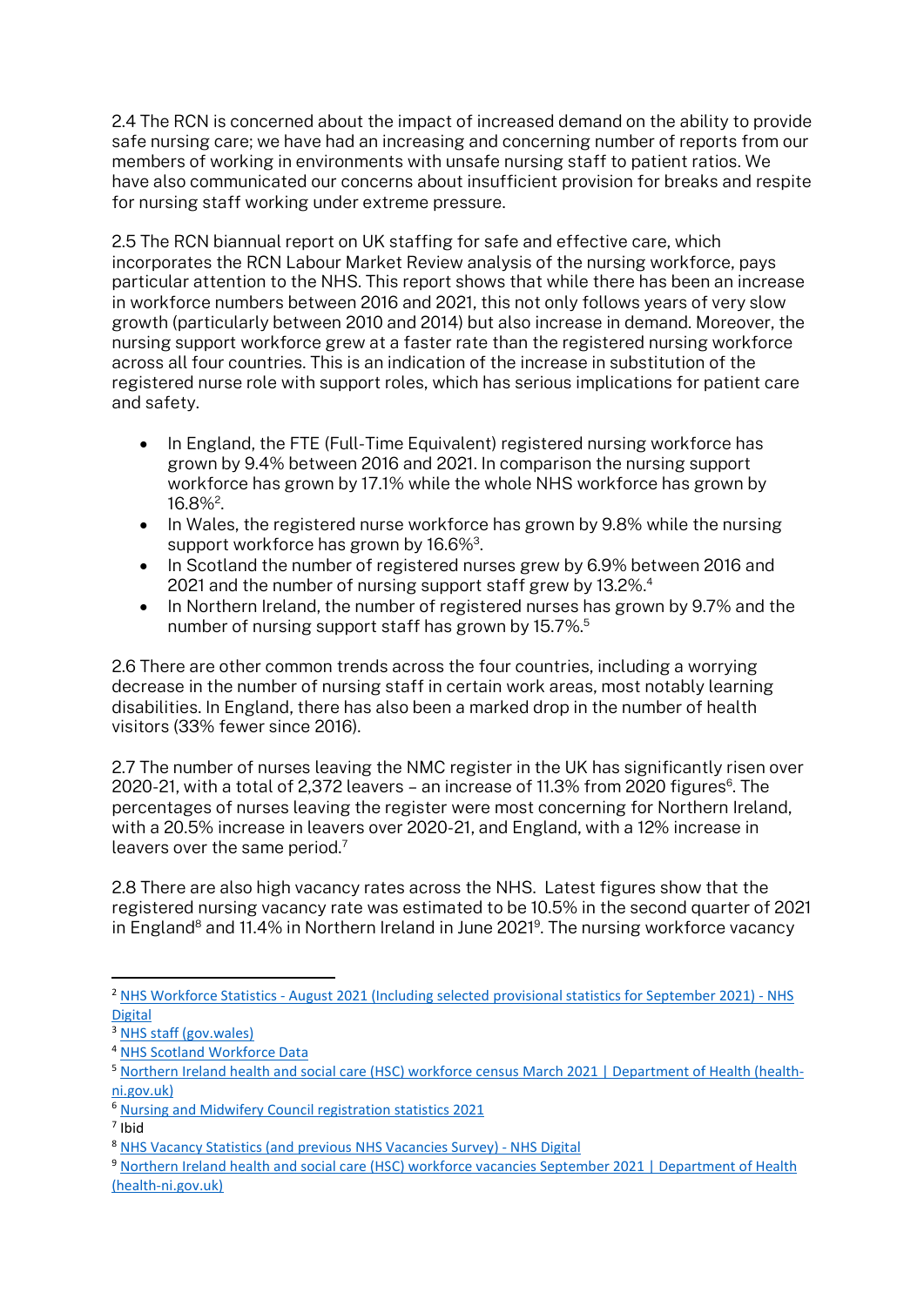2.4 The RCN is concerned about the impact of increased demand on the ability to provide safe nursing care; we have had an increasing and concerning number of reports from our members of working in environments with unsafe nursing staff to patient ratios. We have also communicated our concerns about insufficient provision for breaks and respite for nursing staff working under extreme pressure.

2.5 The RCN biannual report on UK staffing for safe and effective care, which incorporates the RCN Labour Market Review analysis of the nursing workforce, pays particular attention to the NHS. This report shows that while there has been an increase in workforce numbers between 2016 and 2021, this not only follows years of very slow growth (particularly between 2010 and 2014) but also increase in demand. Moreover, the nursing support workforce grew at a faster rate than the registered nursing workforce across all four countries. This is an indication of the increase in substitution of the registered nurse role with support roles, which has serious implications for patient care and safety.

- In England, the FTE (Full-Time Equivalent) registered nursing workforce has grown by 9.4% between 2016 and 2021. In comparison the nursing support workforce has grown by 17.1% while the whole NHS workforce has grown by 16.8%[2].
- In Wales, the registered nurse workforce has grown by 9.8% while the nursing support workforce has grown by 16.6%[3].
- In Scotland the number of registered nurses grew by 6.9% between 2016 and 2021 and the number of nursing support staff grew by 13.2%.[4]
- In Northern Ireland, the number of registered nurses has grown by 9.7% and the number of nursing support staff has grown by 15.7%.[5]

2.6 There are other common trends across the four countries, including a worrying decrease in the number of nursing staff in certain work areas, most notably learning disabilities. In England, there has also been a marked drop in the number of health visitors (33% fewer since 2016).

2.7 The number of nurses leaving the NMC register in the UK has significantly risen over 2020-21, with a total of 2,372 leavers – an increase of 11.3% from 2020 figures[6]. The percentages of nurses leaving the register were most concerning for Northern Ireland, with a 20.5% increase in leavers over 2020-21, and England, with a 12% increase in leavers over the same period.[7]

2.8 There are also high vacancy rates across the NHS. Latest figures show that the registered nursing vacancy rate was estimated to be 10.5% in the second quarter of 2021 in England[8] and 11.4% in Northern Ireland in June 2021[9]. The nursing workforce vacancy

---

[2] NHS Workforce Statistics - August 2021 (Including selected provisional statistics for September 2021) - NHS Digital

[3] NHS staff (gov.wales)

[4] NHS Scotland Workforce Data

[5] Northern Ireland health and social care (HSC) workforce census March 2021 | Department of Health (health-ni.gov.uk)

[6] Nursing and Midwifery Council registration statistics 2021

[7] Ibid

[8] NHS Vacancy Statistics (and previous NHS Vacancies Survey) - NHS Digital

[9] Northern Ireland health and social care (HSC) workforce vacancies September 2021 | Department of Health (health-ni.gov.uk)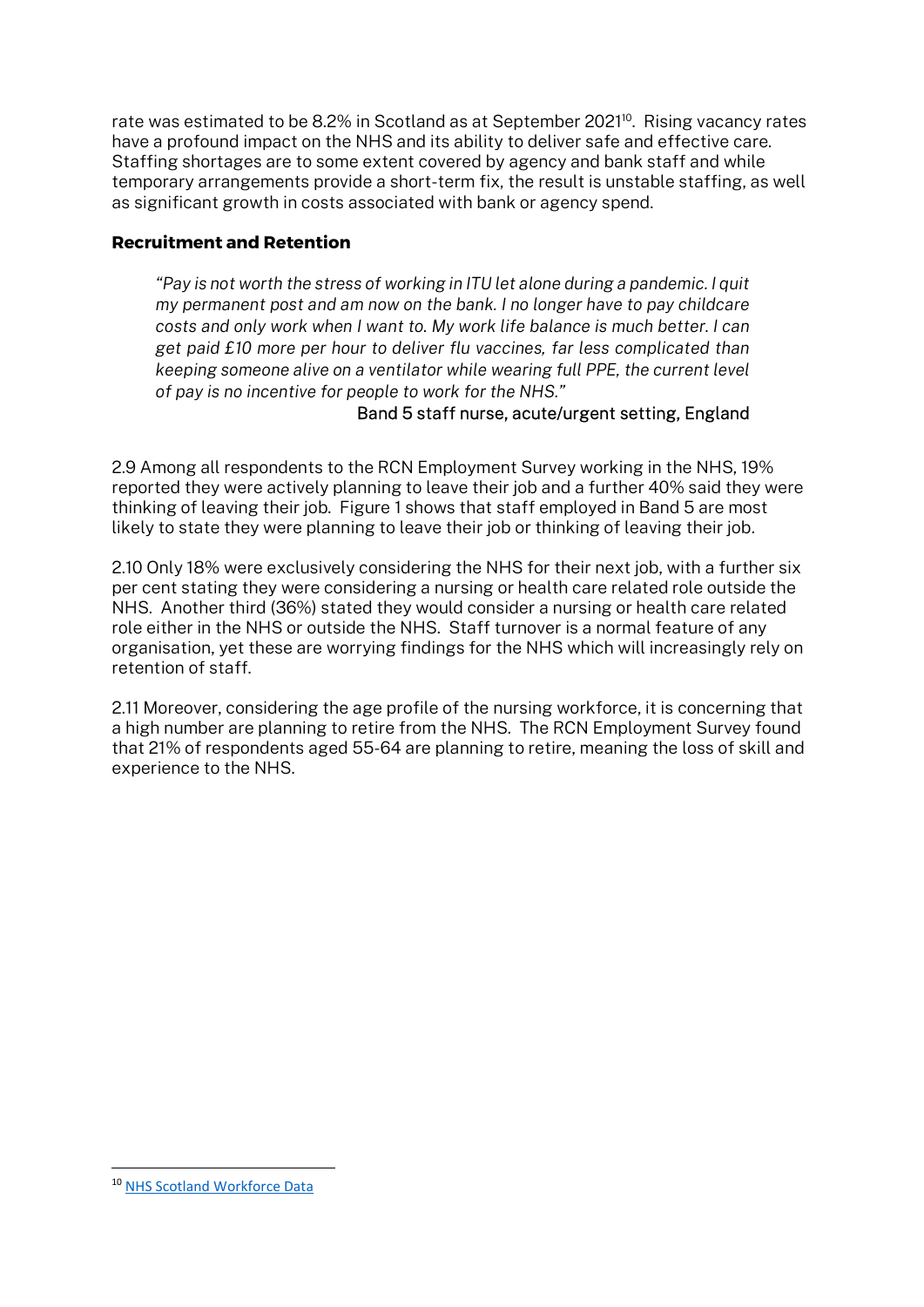rate was estimated to be 8.2% in Scotland as at September 2021[10]. Rising vacancy rates have a profound impact on the NHS and its ability to deliver safe and effective care. Staffing shortages are to some extent covered by agency and bank staff and while temporary arrangements provide a short-term fix, the result is unstable staffing, as well as significant growth in costs associated with bank or agency spend.

### Recruitment and Retention

> *"Pay is not worth the stress of working in ITU let alone during a pandemic. I quit my permanent post and am now on the bank. I no longer have to pay childcare costs and only work when I want to. My work life balance is much better. I can get paid £10 more per hour to deliver flu vaccines, far less complicated than keeping someone alive on a ventilator while wearing full PPE, the current level of pay is no incentive for people to work for the NHS."*
>
> Band 5 staff nurse, acute/urgent setting, England

2.9 Among all respondents to the RCN Employment Survey working in the NHS, 19% reported they were actively planning to leave their job and a further 40% said they were thinking of leaving their job. Figure 1 shows that staff employed in Band 5 are most likely to state they were planning to leave their job or thinking of leaving their job.

2.10 Only 18% were exclusively considering the NHS for their next job, with a further six per cent stating they were considering a nursing or health care related role outside the NHS. Another third (36%) stated they would consider a nursing or health care related role either in the NHS or outside the NHS. Staff turnover is a normal feature of any organisation, yet these are worrying findings for the NHS which will increasingly rely on retention of staff.

2.11 Moreover, considering the age profile of the nursing workforce, it is concerning that a high number are planning to retire from the NHS. The RCN Employment Survey found that 21% of respondents aged 55-64 are planning to retire, meaning the loss of skill and experience to the NHS.

---

[10] NHS Scotland Workforce Data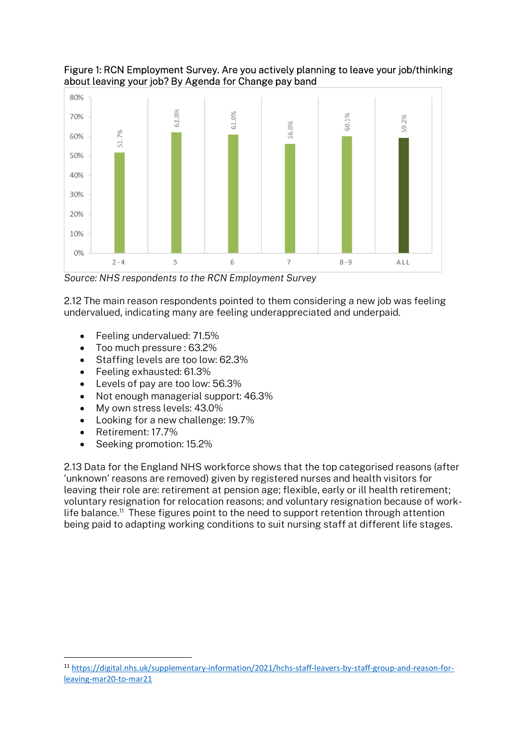Figure 1: RCN Employment Survey. Are you actively planning to leave your job/thinking about leaving your job? By Agenda for Change pay band

| Pay band | 2-4 | 5 | 6 | 7 | 8-9 | ALL |
|---|---|---|---|---|---|---|
| % | 51.7% | 62.0% | 61.0% | 56.0% | 60.1% | 59.2% |

*Source: NHS respondents to the RCN Employment Survey*

2.12 The main reason respondents pointed to them considering a new job was feeling undervalued, indicating many are feeling underappreciated and underpaid.

- Feeling undervalued: 71.5%
- Too much pressure : 63.2%
- Staffing levels are too low: 62.3%
- Feeling exhausted: 61.3%
- Levels of pay are too low: 56.3%
- Not enough managerial support: 46.3%
- My own stress levels: 43.0%
- Looking for a new challenge: 19.7%
- Retirement: 17.7%
- Seeking promotion: 15.2%

2.13 Data for the England NHS workforce shows that the top categorised reasons (after 'unknown' reasons are removed) given by registered nurses and health visitors for leaving their role are: retirement at pension age; flexible, early or ill health retirement; voluntary resignation for relocation reasons; and voluntary resignation because of work-life balance.[11] These figures point to the need to support retention through attention being paid to adapting working conditions to suit nursing staff at different life stages.

[11] https://digital.nhs.uk/supplementary-information/2021/hchs-staff-leavers-by-staff-group-and-reason-for-leaving-mar20-to-mar21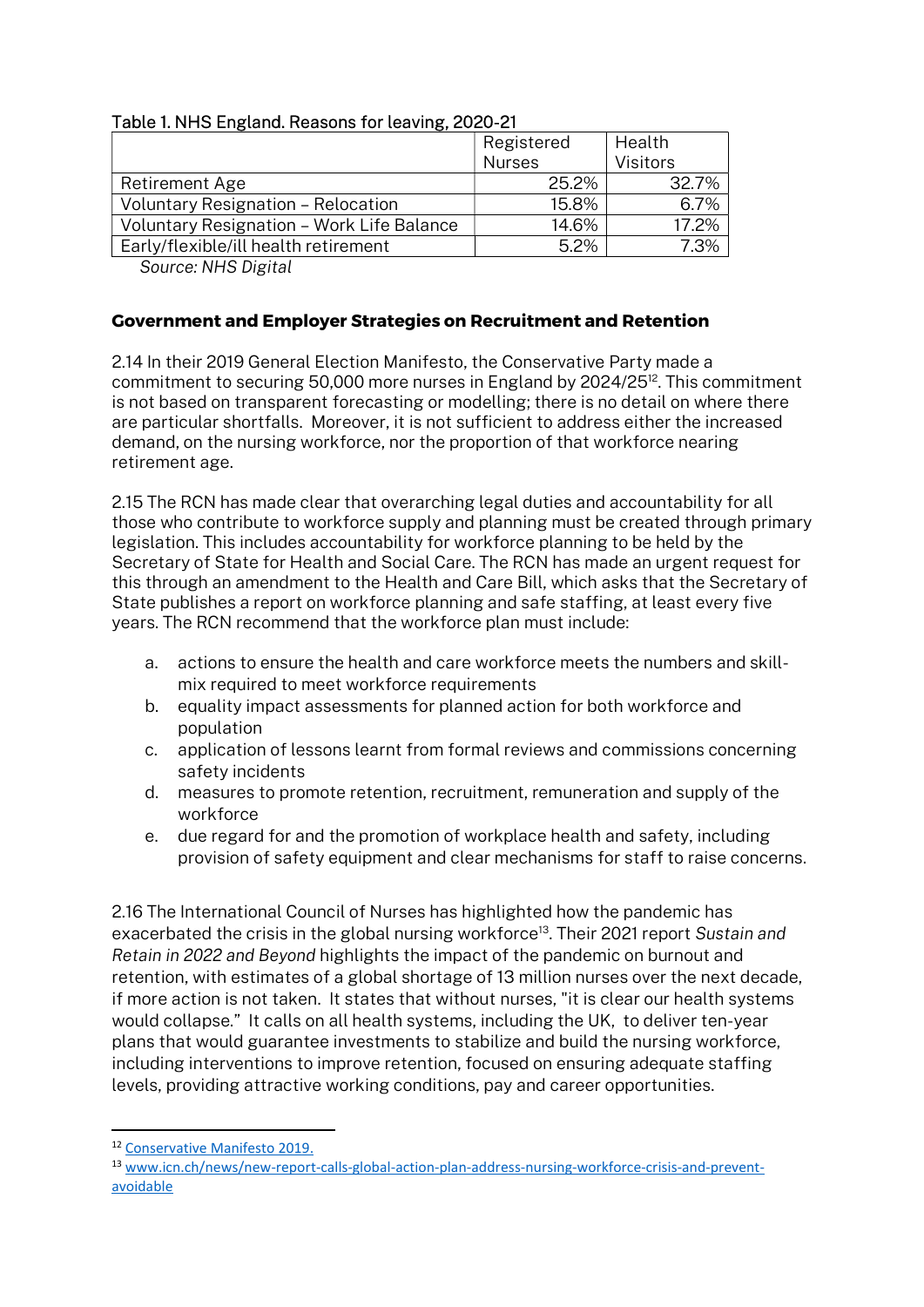Table 1. NHS England. Reasons for leaving, 2020-21

| | Registered Nurses | Health Visitors |
|---|---|---|
| Retirement Age | 25.2% | 32.7% |
| Voluntary Resignation – Relocation | 15.8% | 6.7% |
| Voluntary Resignation – Work Life Balance | 14.6% | 17.2% |
| Early/flexible/ill health retirement | 5.2% | 7.3% |

*Source: NHS Digital*

### Government and Employer Strategies on Recruitment and Retention

2.14 In their 2019 General Election Manifesto, the Conservative Party made a commitment to securing 50,000 more nurses in England by 2024/25[12]. This commitment is not based on transparent forecasting or modelling; there is no detail on where there are particular shortfalls. Moreover, it is not sufficient to address either the increased demand, on the nursing workforce, nor the proportion of that workforce nearing retirement age.

2.15 The RCN has made clear that overarching legal duties and accountability for all those who contribute to workforce supply and planning must be created through primary legislation. This includes accountability for workforce planning to be held by the Secretary of State for Health and Social Care. The RCN has made an urgent request for this through an amendment to the Health and Care Bill, which asks that the Secretary of State publishes a report on workforce planning and safe staffing, at least every five years. The RCN recommend that the workforce plan must include:

a. actions to ensure the health and care workforce meets the numbers and skill-mix required to meet workforce requirements
b. equality impact assessments for planned action for both workforce and population
c. application of lessons learnt from formal reviews and commissions concerning safety incidents
d. measures to promote retention, recruitment, remuneration and supply of the workforce
e. due regard for and the promotion of workplace health and safety, including provision of safety equipment and clear mechanisms for staff to raise concerns.

2.16 The International Council of Nurses has highlighted how the pandemic has exacerbated the crisis in the global nursing workforce[13]. Their 2021 report *Sustain and Retain in 2022 and Beyond* highlights the impact of the pandemic on burnout and retention, with estimates of a global shortage of 13 million nurses over the next decade, if more action is not taken. It states that without nurses, "it is clear our health systems would collapse." It calls on all health systems, including the UK, to deliver ten-year plans that would guarantee investments to stabilize and build the nursing workforce, including interventions to improve retention, focused on ensuring adequate staffing levels, providing attractive working conditions, pay and career opportunities.

---

[12] Conservative Manifesto 2019.

[13] www.icn.ch/news/new-report-calls-global-action-plan-address-nursing-workforce-crisis-and-prevent-avoidable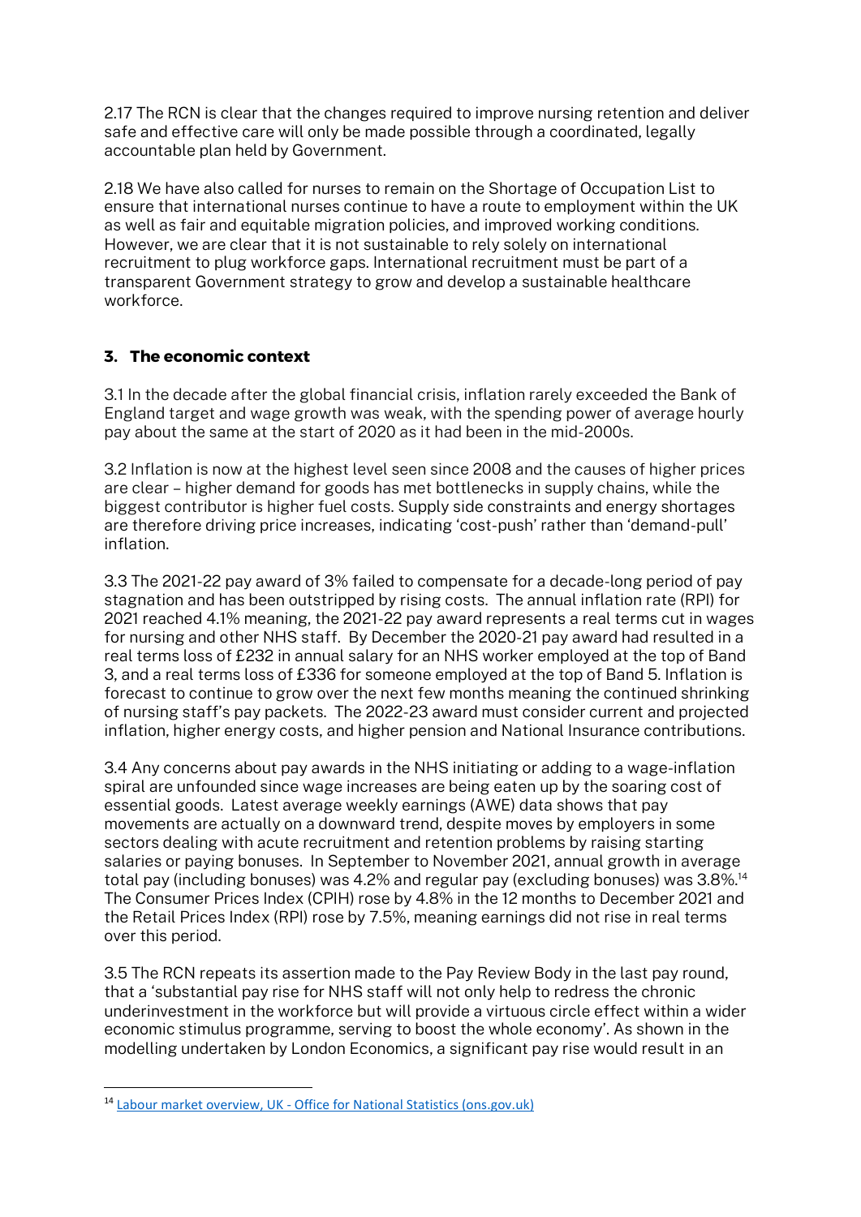2.17 The RCN is clear that the changes required to improve nursing retention and deliver safe and effective care will only be made possible through a coordinated, legally accountable plan held by Government.

2.18 We have also called for nurses to remain on the Shortage of Occupation List to ensure that international nurses continue to have a route to employment within the UK as well as fair and equitable migration policies, and improved working conditions. However, we are clear that it is not sustainable to rely solely on international recruitment to plug workforce gaps. International recruitment must be part of a transparent Government strategy to grow and develop a sustainable healthcare workforce.

## 3. The economic context

3.1 In the decade after the global financial crisis, inflation rarely exceeded the Bank of England target and wage growth was weak, with the spending power of average hourly pay about the same at the start of 2020 as it had been in the mid-2000s.

3.2 Inflation is now at the highest level seen since 2008 and the causes of higher prices are clear – higher demand for goods has met bottlenecks in supply chains, while the biggest contributor is higher fuel costs. Supply side constraints and energy shortages are therefore driving price increases, indicating 'cost-push' rather than 'demand-pull' inflation.

3.3 The 2021-22 pay award of 3% failed to compensate for a decade-long period of pay stagnation and has been outstripped by rising costs. The annual inflation rate (RPI) for 2021 reached 4.1% meaning, the 2021-22 pay award represents a real terms cut in wages for nursing and other NHS staff. By December the 2020-21 pay award had resulted in a real terms loss of £232 in annual salary for an NHS worker employed at the top of Band 3, and a real terms loss of £336 for someone employed at the top of Band 5. Inflation is forecast to continue to grow over the next few months meaning the continued shrinking of nursing staff's pay packets. The 2022-23 award must consider current and projected inflation, higher energy costs, and higher pension and National Insurance contributions.

3.4 Any concerns about pay awards in the NHS initiating or adding to a wage-inflation spiral are unfounded since wage increases are being eaten up by the soaring cost of essential goods. Latest average weekly earnings (AWE) data shows that pay movements are actually on a downward trend, despite moves by employers in some sectors dealing with acute recruitment and retention problems by raising starting salaries or paying bonuses. In September to November 2021, annual growth in average total pay (including bonuses) was 4.2% and regular pay (excluding bonuses) was 3.8%.[14] The Consumer Prices Index (CPIH) rose by 4.8% in the 12 months to December 2021 and the Retail Prices Index (RPI) rose by 7.5%, meaning earnings did not rise in real terms over this period.

3.5 The RCN repeats its assertion made to the Pay Review Body in the last pay round, that a 'substantial pay rise for NHS staff will not only help to redress the chronic underinvestment in the workforce but will provide a virtuous circle effect within a wider economic stimulus programme, serving to boost the whole economy'. As shown in the modelling undertaken by London Economics, a significant pay rise would result in an

---

[14] Labour market overview, UK - Office for National Statistics (ons.gov.uk)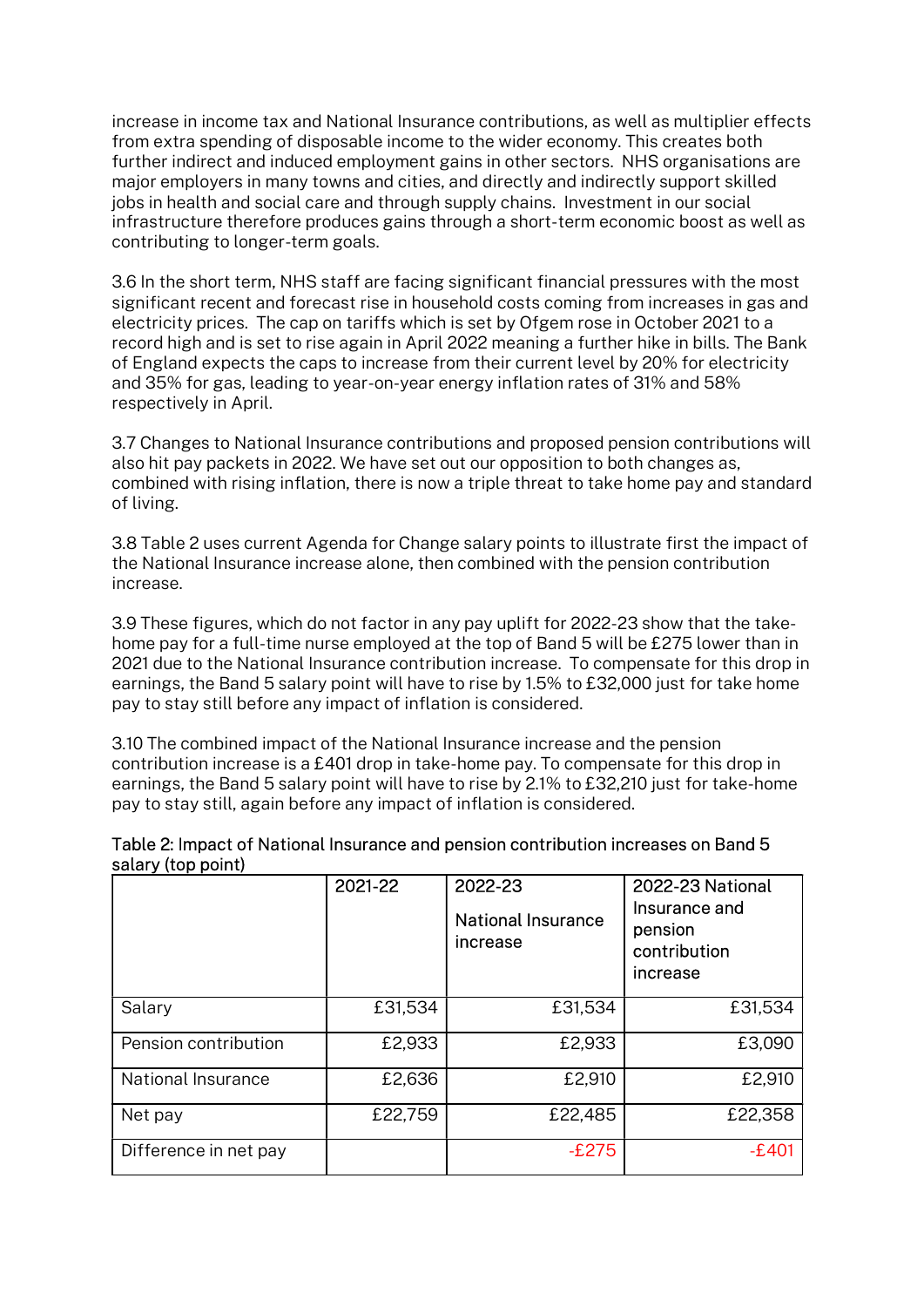increase in income tax and National Insurance contributions, as well as multiplier effects from extra spending of disposable income to the wider economy. This creates both further indirect and induced employment gains in other sectors. NHS organisations are major employers in many towns and cities, and directly and indirectly support skilled jobs in health and social care and through supply chains. Investment in our social infrastructure therefore produces gains through a short-term economic boost as well as contributing to longer-term goals.

3.6 In the short term, NHS staff are facing significant financial pressures with the most significant recent and forecast rise in household costs coming from increases in gas and electricity prices. The cap on tariffs which is set by Ofgem rose in October 2021 to a record high and is set to rise again in April 2022 meaning a further hike in bills. The Bank of England expects the caps to increase from their current level by 20% for electricity and 35% for gas, leading to year-on-year energy inflation rates of 31% and 58% respectively in April.

3.7 Changes to National Insurance contributions and proposed pension contributions will also hit pay packets in 2022. We have set out our opposition to both changes as, combined with rising inflation, there is now a triple threat to take home pay and standard of living.

3.8 Table 2 uses current Agenda for Change salary points to illustrate first the impact of the National Insurance increase alone, then combined with the pension contribution increase.

3.9 These figures, which do not factor in any pay uplift for 2022-23 show that the take-home pay for a full-time nurse employed at the top of Band 5 will be £275 lower than in 2021 due to the National Insurance contribution increase. To compensate for this drop in earnings, the Band 5 salary point will have to rise by 1.5% to £32,000 just for take home pay to stay still before any impact of inflation is considered.

3.10 The combined impact of the National Insurance increase and the pension contribution increase is a £401 drop in take-home pay. To compensate for this drop in earnings, the Band 5 salary point will have to rise by 2.1% to £32,210 just for take-home pay to stay still, again before any impact of inflation is considered.

Table 2: Impact of National Insurance and pension contribution increases on Band 5 salary (top point)

| | 2021-22 | 2022-23 National Insurance increase | 2022-23 National Insurance and pension contribution increase |
|---|---|---|---|
| Salary | £31,534 | £31,534 | £31,534 |
| Pension contribution | £2,933 | £2,933 | £3,090 |
| National Insurance | £2,636 | £2,910 | £2,910 |
| Net pay | £22,759 | £22,485 | £22,358 |
| Difference in net pay | | -£275 | -£401 |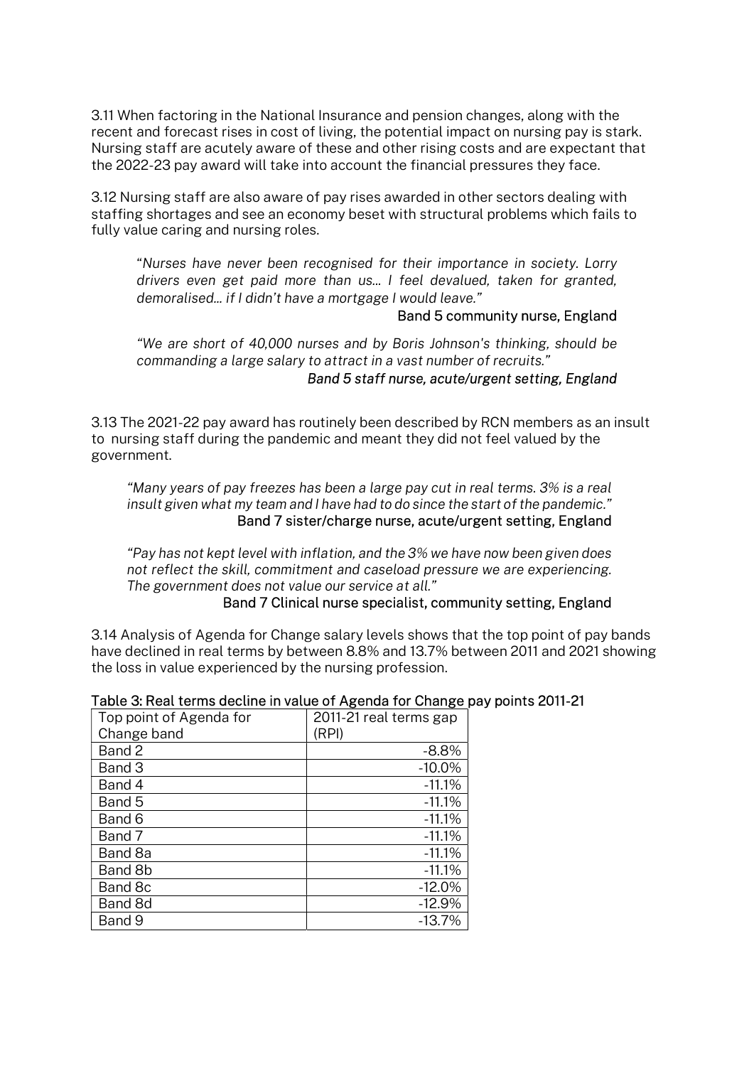3.11 When factoring in the National Insurance and pension changes, along with the recent and forecast rises in cost of living, the potential impact on nursing pay is stark. Nursing staff are acutely aware of these and other rising costs and are expectant that the 2022-23 pay award will take into account the financial pressures they face.

3.12 Nursing staff are also aware of pay rises awarded in other sectors dealing with staffing shortages and see an economy beset with structural problems which fails to fully value caring and nursing roles.

> "*Nurses have never been recognised for their importance in society. Lorry drivers even get paid more than us… I feel devalued, taken for granted, demoralised… if I didn't have a mortgage I would leave.*"
>
> Band 5 community nurse, England

> *"We are short of 40,000 nurses and by Boris Johnson's thinking, should be commanding a large salary to attract in a vast number of recruits."*
>
> *Band 5 staff nurse, acute/urgent setting, England*

3.13 The 2021-22 pay award has routinely been described by RCN members as an insult to nursing staff during the pandemic and meant they did not feel valued by the government.

> *"Many years of pay freezes has been a large pay cut in real terms. 3% is a real insult given what my team and I have had to do since the start of the pandemic."*
>
> Band 7 sister/charge nurse, acute/urgent setting, England

> *"Pay has not kept level with inflation, and the 3% we have now been given does not reflect the skill, commitment and caseload pressure we are experiencing. The government does not value our service at all."*
>
> Band 7 Clinical nurse specialist, community setting, England

3.14 Analysis of Agenda for Change salary levels shows that the top point of pay bands have declined in real terms by between 8.8% and 13.7% between 2011 and 2021 showing the loss in value experienced by the nursing profession.

**Table 3: Real terms decline in value of Agenda for Change pay points 2011-21**

| Top point of Agenda for Change band | 2011-21 real terms gap (RPI) |
|---|---:|
| Band 2 | -8.8% |
| Band 3 | -10.0% |
| Band 4 | -11.1% |
| Band 5 | -11.1% |
| Band 6 | -11.1% |
| Band 7 | -11.1% |
| Band 8a | -11.1% |
| Band 8b | -11.1% |
| Band 8c | -12.0% |
| Band 8d | -12.9% |
| Band 9 | -13.7% |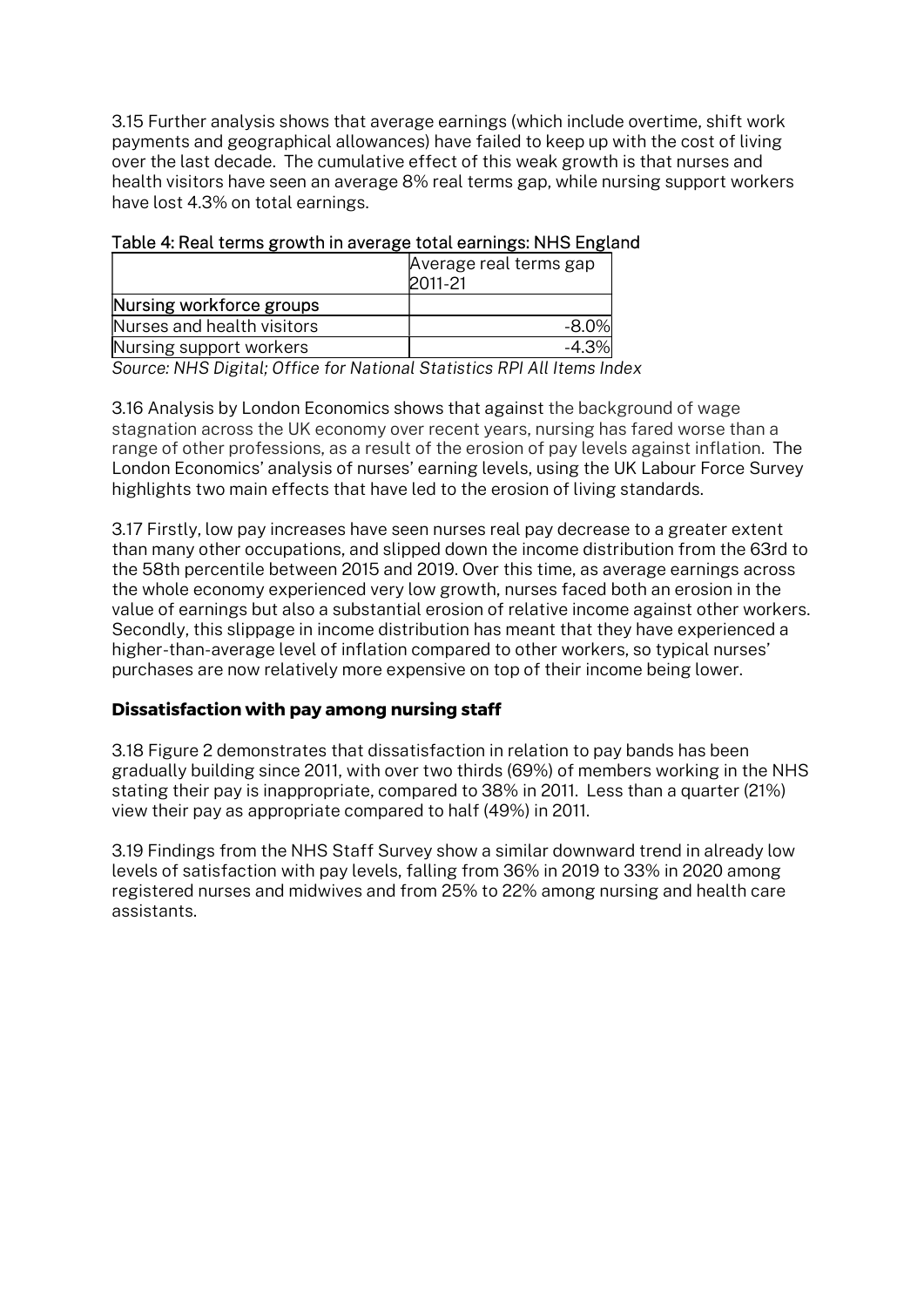3.15 Further analysis shows that average earnings (which include overtime, shift work payments and geographical allowances) have failed to keep up with the cost of living over the last decade. The cumulative effect of this weak growth is that nurses and health visitors have seen an average 8% real terms gap, while nursing support workers have lost 4.3% on total earnings.

Table 4: Real terms growth in average total earnings: NHS England

| | Average real terms gap 2011-21 |
|---|---|
| Nursing workforce groups | |
| Nurses and health visitors | -8.0% |
| Nursing support workers | -4.3% |

*Source: NHS Digital; Office for National Statistics RPI All Items Index*

3.16 Analysis by London Economics shows that against the background of wage stagnation across the UK economy over recent years, nursing has fared worse than a range of other professions, as a result of the erosion of pay levels against inflation. The London Economics' analysis of nurses' earning levels, using the UK Labour Force Survey highlights two main effects that have led to the erosion of living standards.

3.17 Firstly, low pay increases have seen nurses real pay decrease to a greater extent than many other occupations, and slipped down the income distribution from the 63rd to the 58th percentile between 2015 and 2019. Over this time, as average earnings across the whole economy experienced very low growth, nurses faced both an erosion in the value of earnings but also a substantial erosion of relative income against other workers. Secondly, this slippage in income distribution has meant that they have experienced a higher-than-average level of inflation compared to other workers, so typical nurses' purchases are now relatively more expensive on top of their income being lower.

### Dissatisfaction with pay among nursing staff

3.18 Figure 2 demonstrates that dissatisfaction in relation to pay bands has been gradually building since 2011, with over two thirds (69%) of members working in the NHS stating their pay is inappropriate, compared to 38% in 2011. Less than a quarter (21%) view their pay as appropriate compared to half (49%) in 2011.

3.19 Findings from the NHS Staff Survey show a similar downward trend in already low levels of satisfaction with pay levels, falling from 36% in 2019 to 33% in 2020 among registered nurses and midwives and from 25% to 22% among nursing and health care assistants.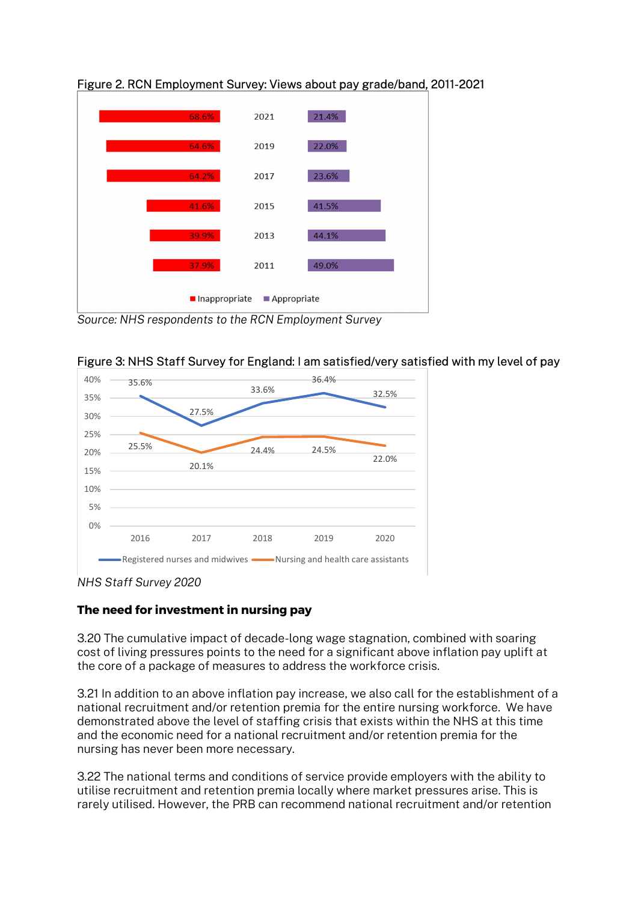Figure 2. RCN Employment Survey: Views about pay grade/band, 2011-2021

| Year | Inappropriate | Appropriate |
|---|---|---|
| 2021 | 68.6% | 21.4% |
| 2019 | 64.6% | 22.0% |
| 2017 | 64.2% | 23.6% |
| 2015 | 41.6% | 41.5% |
| 2013 | 39.9% | 44.1% |
| 2011 | 37.9% | 49.0% |

*Source: NHS respondents to the RCN Employment Survey*

Figure 3: NHS Staff Survey for England: I am satisfied/very satisfied with my level of pay

| | 2016 | 2017 | 2018 | 2019 | 2020 |
|---|---|---|---|---|---|
| Registered nurses and midwives | 35.6% | 27.5% | 33.6% | 36.4% | 32.5% |
| Nursing and health care assistants | 25.5% | 20.1% | 24.4% | 24.5% | 22.0% |

*NHS Staff Survey 2020*

**The need for investment in nursing pay**

3.20 The cumulative impact of decade-long wage stagnation, combined with soaring cost of living pressures points to the need for a significant above inflation pay uplift at the core of a package of measures to address the workforce crisis.

3.21 In addition to an above inflation pay increase, we also call for the establishment of a national recruitment and/or retention premia for the entire nursing workforce. We have demonstrated above the level of staffing crisis that exists within the NHS at this time and the economic need for a national recruitment and/or retention premia for the nursing has never been more necessary.

3.22 The national terms and conditions of service provide employers with the ability to utilise recruitment and retention premia locally where market pressures arise. This is rarely utilised. However, the PRB can recommend national recruitment and/or retention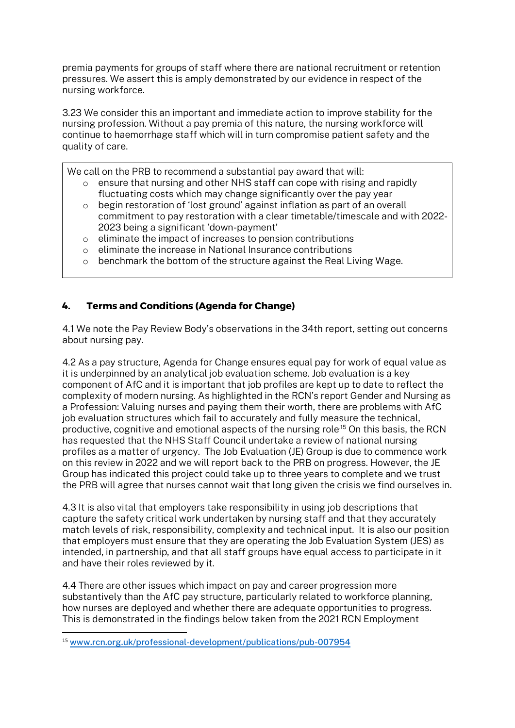premia payments for groups of staff where there are national recruitment or retention pressures. We assert this is amply demonstrated by our evidence in respect of the nursing workforce.

3.23 We consider this an important and immediate action to improve stability for the nursing profession. Without a pay premia of this nature, the nursing workforce will continue to haemorrhage staff which will in turn compromise patient safety and the quality of care.

> We call on the PRB to recommend a substantial pay award that will:
>
> - ensure that nursing and other NHS staff can cope with rising and rapidly fluctuating costs which may change significantly over the pay year
> - begin restoration of 'lost ground' against inflation as part of an overall commitment to pay restoration with a clear timetable/timescale and with 2022-2023 being a significant 'down-payment'
> - eliminate the impact of increases to pension contributions
> - eliminate the increase in National Insurance contributions
> - benchmark the bottom of the structure against the Real Living Wage.

## 4. Terms and Conditions (Agenda for Change)

4.1 We note the Pay Review Body's observations in the 34th report, setting out concerns about nursing pay.

4.2 As a pay structure, Agenda for Change ensures equal pay for work of equal value as it is underpinned by an analytical job evaluation scheme. Job evaluation is a key component of AfC and it is important that job profiles are kept up to date to reflect the complexity of modern nursing. As highlighted in the RCN's report Gender and Nursing as a Profession: Valuing nurses and paying them their worth, there are problems with AfC job evaluation structures which fail to accurately and fully measure the technical, productive, cognitive and emotional aspects of the nursing role[15] On this basis, the RCN has requested that the NHS Staff Council undertake a review of national nursing profiles as a matter of urgency. The Job Evaluation (JE) Group is due to commence work on this review in 2022 and we will report back to the PRB on progress. However, the JE Group has indicated this project could take up to three years to complete and we trust the PRB will agree that nurses cannot wait that long given the crisis we find ourselves in.

4.3 It is also vital that employers take responsibility in using job descriptions that capture the safety critical work undertaken by nursing staff and that they accurately match levels of risk, responsibility, complexity and technical input. It is also our position that employers must ensure that they are operating the Job Evaluation System (JES) as intended, in partnership, and that all staff groups have equal access to participate in it and have their roles reviewed by it.

4.4 There are other issues which impact on pay and career progression more substantively than the AfC pay structure, particularly related to workforce planning, how nurses are deployed and whether there are adequate opportunities to progress. This is demonstrated in the findings below taken from the 2021 RCN Employment

---

[15] www.rcn.org.uk/professional-development/publications/pub-007954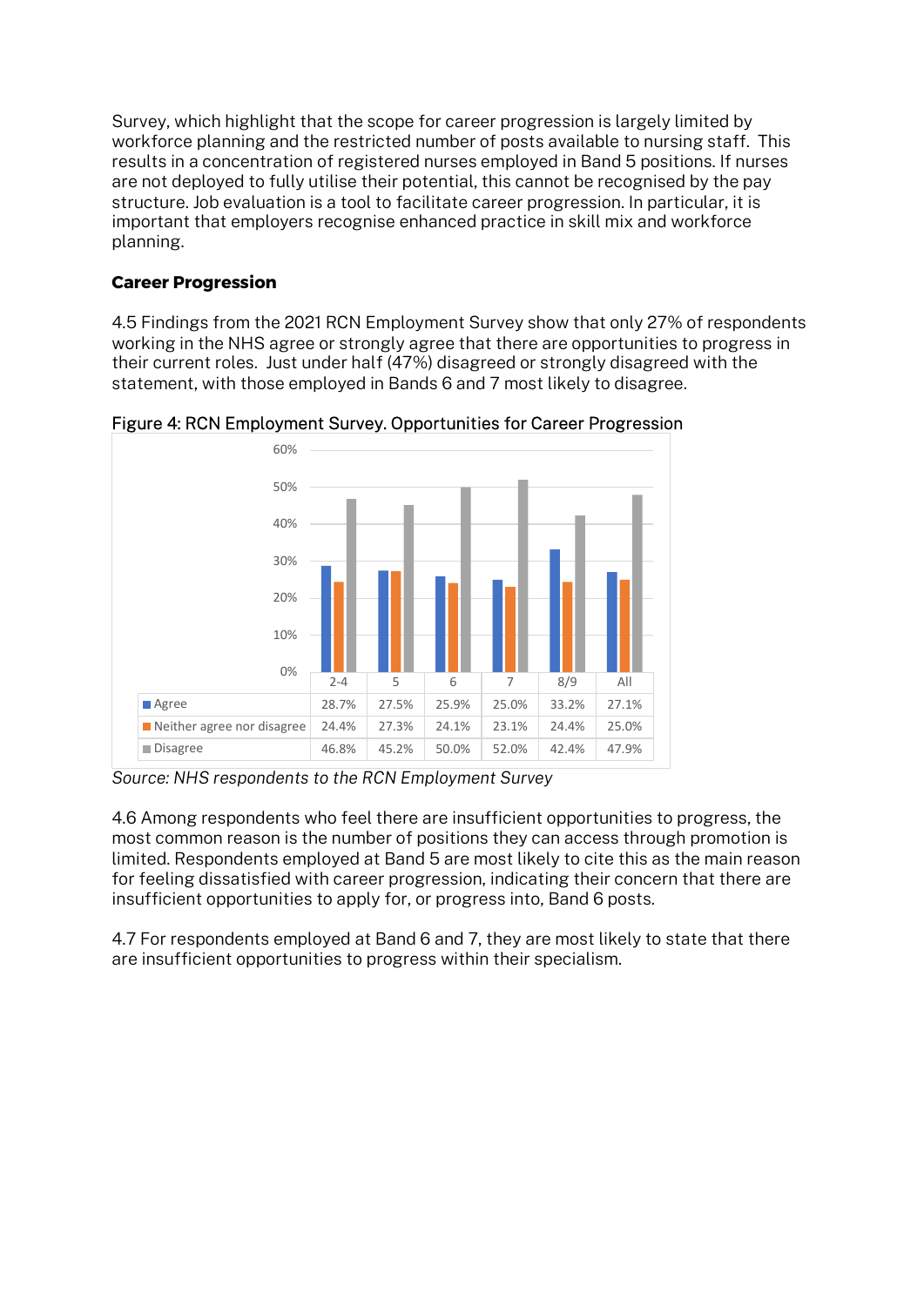Survey, which highlight that the scope for career progression is largely limited by workforce planning and the restricted number of posts available to nursing staff. This results in a concentration of registered nurses employed in Band 5 positions. If nurses are not deployed to fully utilise their potential, this cannot be recognised by the pay structure. Job evaluation is a tool to facilitate career progression. In particular, it is important that employers recognise enhanced practice in skill mix and workforce planning.

**Career Progression**

4.5 Findings from the 2021 RCN Employment Survey show that only 27% of respondents working in the NHS agree or strongly agree that there are opportunities to progress in their current roles. Just under half (47%) disagreed or strongly disagreed with the statement, with those employed in Bands 6 and 7 most likely to disagree.

Figure 4: RCN Employment Survey. Opportunities for Career Progression

| | 2-4 | 5 | 6 | 7 | 8/9 | All |
|---|---|---|---|---|---|---|
| Agree | 28.7% | 27.5% | 25.9% | 25.0% | 33.2% | 27.1% |
| Neither agree nor disagree | 24.4% | 27.3% | 24.1% | 23.1% | 24.4% | 25.0% |
| Disagree | 46.8% | 45.2% | 50.0% | 52.0% | 42.4% | 47.9% |

*Source: NHS respondents to the RCN Employment Survey*

4.6 Among respondents who feel there are insufficient opportunities to progress, the most common reason is the number of positions they can access through promotion is limited. Respondents employed at Band 5 are most likely to cite this as the main reason for feeling dissatisfied with career progression, indicating their concern that there are insufficient opportunities to apply for, or progress into, Band 6 posts.

4.7 For respondents employed at Band 6 and 7, they are most likely to state that there are insufficient opportunities to progress within their specialism.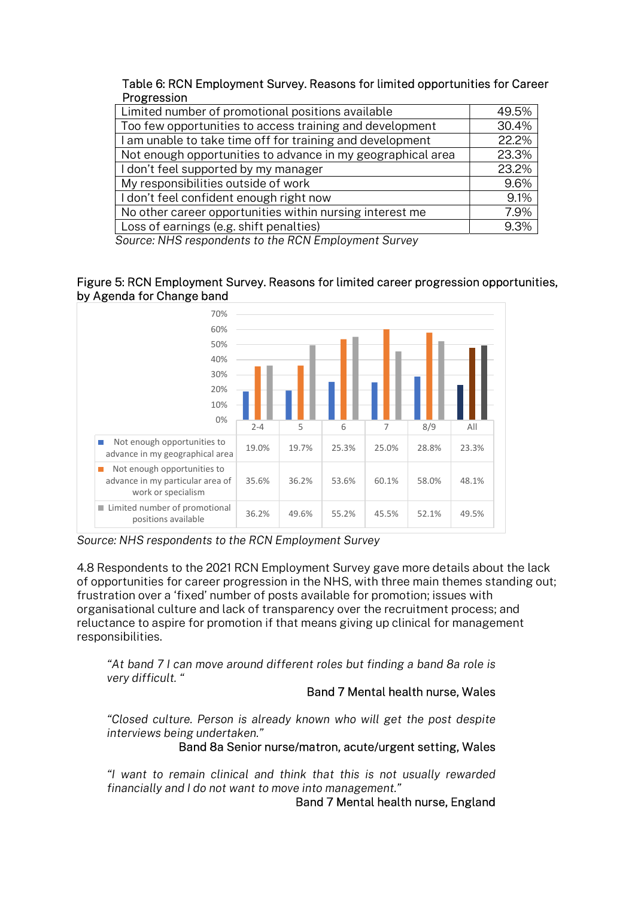Table 6: RCN Employment Survey. Reasons for limited opportunities for Career Progression

| Reason | % |
|---|---|
| Limited number of promotional positions available | 49.5% |
| Too few opportunities to access training and development | 30.4% |
| I am unable to take time off for training and development | 22.2% |
| Not enough opportunities to advance in my geographical area | 23.3% |
| I don't feel supported by my manager | 23.2% |
| My responsibilities outside of work | 9.6% |
| I don't feel confident enough right now | 9.1% |
| No other career opportunities within nursing interest me | 7.9% |
| Loss of earnings (e.g. shift penalties) | 9.3% |

*Source: NHS respondents to the RCN Employment Survey*

Figure 5: RCN Employment Survey. Reasons for limited career progression opportunities, by Agenda for Change band

| | 2-4 | 5 | 6 | 7 | 8/9 | All |
|---|---|---|---|---|---|---|
| Not enough opportunities to advance in my geographical area | 19.0% | 19.7% | 25.3% | 25.0% | 28.8% | 23.3% |
| Not enough opportunities to advance in my particular area of work or specialism | 35.6% | 36.2% | 53.6% | 60.1% | 58.0% | 48.1% |
| Limited number of promotional positions available | 36.2% | 49.6% | 55.2% | 45.5% | 52.1% | 49.5% |

*Source: NHS respondents to the RCN Employment Survey*

4.8 Respondents to the 2021 RCN Employment Survey gave more details about the lack of opportunities for career progression in the NHS, with three main themes standing out; frustration over a 'fixed' number of posts available for promotion; issues with organisational culture and lack of transparency over the recruitment process; and reluctance to aspire for promotion if that means giving up clinical for management responsibilities.

> *"At band 7 I can move around different roles but finding a band 8a role is very difficult. "*
>
> Band 7 Mental health nurse, Wales

> *"Closed culture. Person is already known who will get the post despite interviews being undertaken."*
>
> Band 8a Senior nurse/matron, acute/urgent setting, Wales

> *"I want to remain clinical and think that this is not usually rewarded financially and I do not want to move into management."*
>
> Band 7 Mental health nurse, England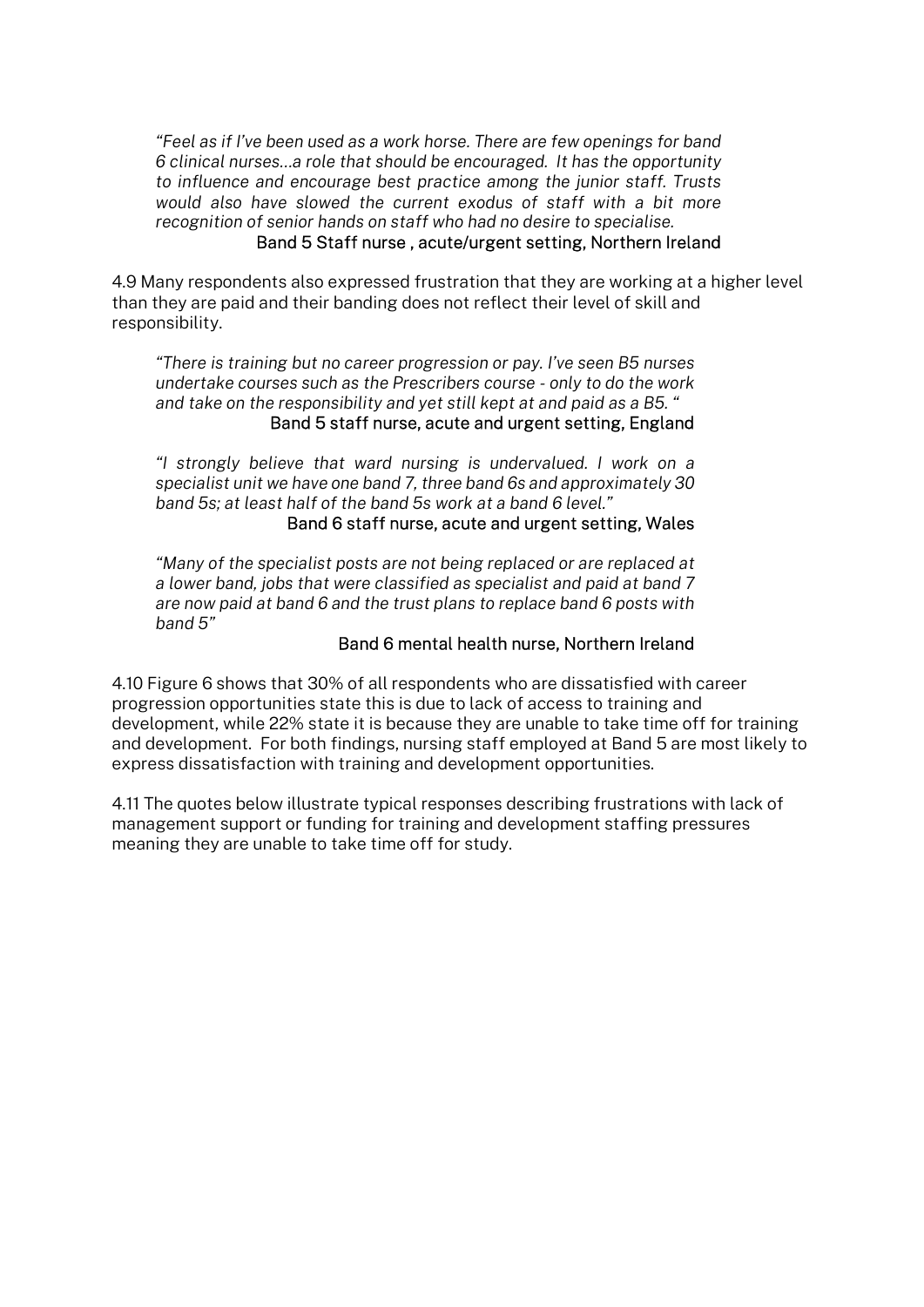> *"Feel as if I've been used as a work horse. There are few openings for band 6 clinical nurses…a role that should be encouraged. It has the opportunity to influence and encourage best practice among the junior staff. Trusts would also have slowed the current exodus of staff with a bit more recognition of senior hands on staff who had no desire to specialise.*
>
> Band 5 Staff nurse , acute/urgent setting, Northern Ireland

4.9 Many respondents also expressed frustration that they are working at a higher level than they are paid and their banding does not reflect their level of skill and responsibility.

> *"There is training but no career progression or pay. I've seen B5 nurses undertake courses such as the Prescribers course - only to do the work and take on the responsibility and yet still kept at and paid as a B5. "*
>
> Band 5 staff nurse, acute and urgent setting, England

> *"I strongly believe that ward nursing is undervalued. I work on a specialist unit we have one band 7, three band 6s and approximately 30 band 5s; at least half of the band 5s work at a band 6 level."*
>
> Band 6 staff nurse, acute and urgent setting, Wales

> *"Many of the specialist posts are not being replaced or are replaced at a lower band, jobs that were classified as specialist and paid at band 7 are now paid at band 6 and the trust plans to replace band 6 posts with band 5"*
>
> Band 6 mental health nurse, Northern Ireland

4.10 Figure 6 shows that 30% of all respondents who are dissatisfied with career progression opportunities state this is due to lack of access to training and development, while 22% state it is because they are unable to take time off for training and development. For both findings, nursing staff employed at Band 5 are most likely to express dissatisfaction with training and development opportunities.

4.11 The quotes below illustrate typical responses describing frustrations with lack of management support or funding for training and development staffing pressures meaning they are unable to take time off for study.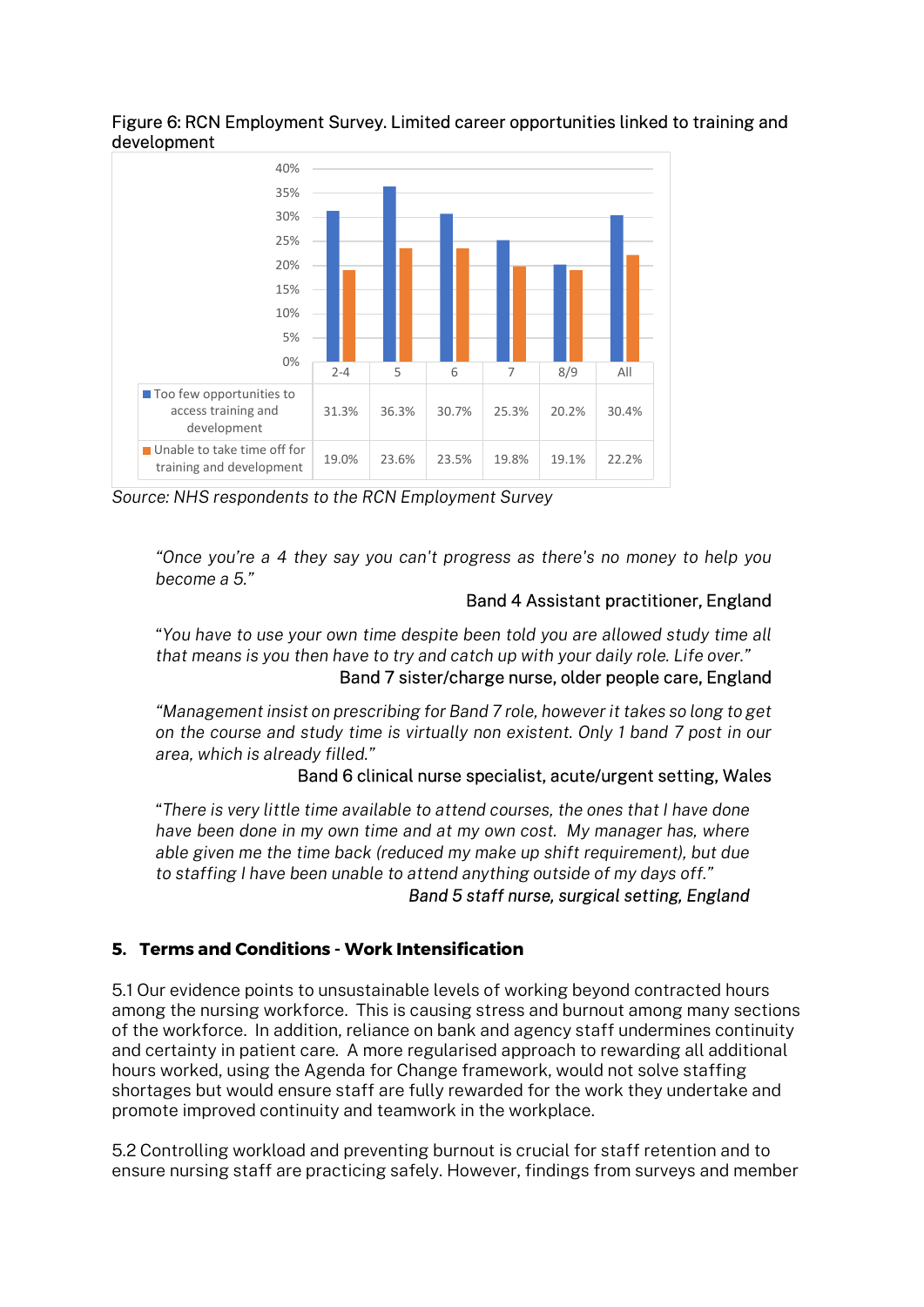Figure 6: RCN Employment Survey. Limited career opportunities linked to training and development

| | 2-4 | 5 | 6 | 7 | 8/9 | All |
|---|---|---|---|---|---|---|
| Too few opportunities to access training and development | 31.3% | 36.3% | 30.7% | 25.3% | 20.2% | 30.4% |
| Unable to take time off for training and development | 19.0% | 23.6% | 23.5% | 19.8% | 19.1% | 22.2% |

*Source: NHS respondents to the RCN Employment Survey*

> *"Once you're a 4 they say you can't progress as there's no money to help you become a 5."*
>
> Band 4 Assistant practitioner, England

> *"You have to use your own time despite been told you are allowed study time all that means is you then have to try and catch up with your daily role. Life over."*
>
> Band 7 sister/charge nurse, older people care, England

> *"Management insist on prescribing for Band 7 role, however it takes so long to get on the course and study time is virtually non existent. Only 1 band 7 post in our area, which is already filled."*
>
> Band 6 clinical nurse specialist, acute/urgent setting, Wales

> *"There is very little time available to attend courses, the ones that I have done have been done in my own time and at my own cost. My manager has, where able given me the time back (reduced my make up shift requirement), but due to staffing I have been unable to attend anything outside of my days off."*
>
> *Band 5 staff nurse, surgical setting, England*

## 5. Terms and Conditions - Work Intensification

5.1 Our evidence points to unsustainable levels of working beyond contracted hours among the nursing workforce. This is causing stress and burnout among many sections of the workforce. In addition, reliance on bank and agency staff undermines continuity and certainty in patient care. A more regularised approach to rewarding all additional hours worked, using the Agenda for Change framework, would not solve staffing shortages but would ensure staff are fully rewarded for the work they undertake and promote improved continuity and teamwork in the workplace.

5.2 Controlling workload and preventing burnout is crucial for staff retention and to ensure nursing staff are practicing safely. However, findings from surveys and member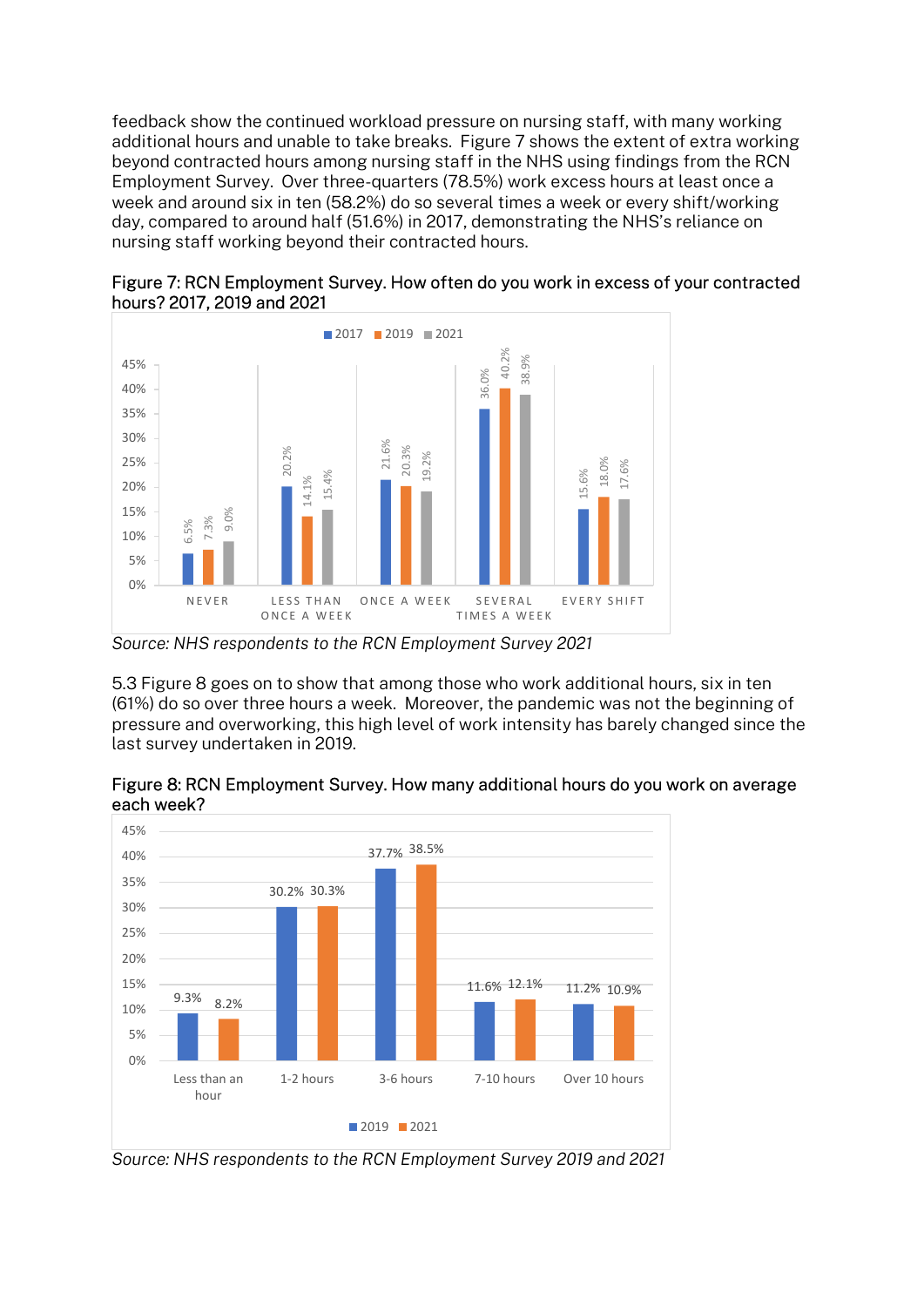feedback show the continued workload pressure on nursing staff, with many working additional hours and unable to take breaks. Figure 7 shows the extent of extra working beyond contracted hours among nursing staff in the NHS using findings from the RCN Employment Survey. Over three-quarters (78.5%) work excess hours at least once a week and around six in ten (58.2%) do so several times a week or every shift/working day, compared to around half (51.6%) in 2017, demonstrating the NHS's reliance on nursing staff working beyond their contracted hours.

Figure 7: RCN Employment Survey. How often do you work in excess of your contracted hours? 2017, 2019 and 2021

| | 2017 | 2019 | 2021 |
|---|---|---|---|
| Never | 6.5% | 7.3% | 9.0% |
| Less than once a week | 20.2% | 14.1% | 15.4% |
| Once a week | 21.6% | 20.3% | 19.2% |
| Several times a week | 36.0% | 40.2% | 38.9% |
| Every shift | 15.6% | 18.0% | 17.6% |

*Source: NHS respondents to the RCN Employment Survey 2021*

5.3 Figure 8 goes on to show that among those who work additional hours, six in ten (61%) do so over three hours a week. Moreover, the pandemic was not the beginning of pressure and overworking, this high level of work intensity has barely changed since the last survey undertaken in 2019.

Figure 8: RCN Employment Survey. How many additional hours do you work on average each week?

| | 2019 | 2021 |
|---|---|---|
| Less than an hour | 9.3% | 8.2% |
| 1-2 hours | 30.2% | 30.3% |
| 3-6 hours | 37.7% | 38.5% |
| 7-10 hours | 11.6% | 12.1% |
| Over 10 hours | 11.2% | 10.9% |

*Source: NHS respondents to the RCN Employment Survey 2019 and 2021*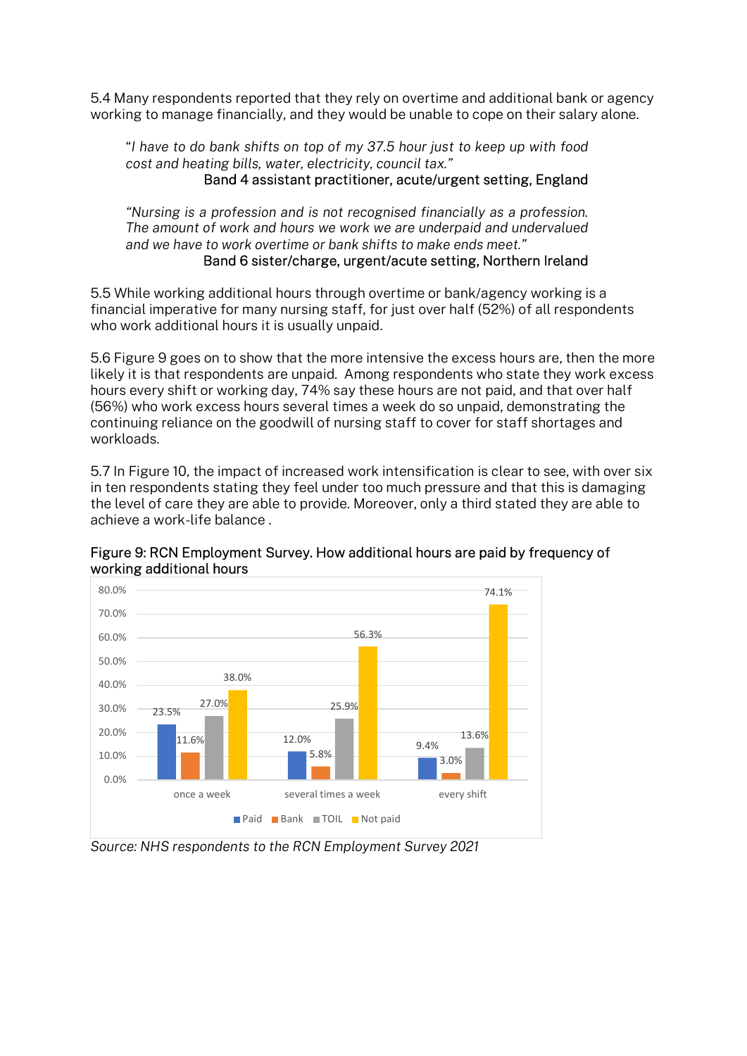5.4 Many respondents reported that they rely on overtime and additional bank or agency working to manage financially, and they would be unable to cope on their salary alone.

> *"I have to do bank shifts on top of my 37.5 hour just to keep up with food cost and heating bills, water, electricity, council tax."*
>
> Band 4 assistant practitioner, acute/urgent setting, England

> *"Nursing is a profession and is not recognised financially as a profession. The amount of work and hours we work we are underpaid and undervalued and we have to work overtime or bank shifts to make ends meet."*
>
> Band 6 sister/charge, urgent/acute setting, Northern Ireland

5.5 While working additional hours through overtime or bank/agency working is a financial imperative for many nursing staff, for just over half (52%) of all respondents who work additional hours it is usually unpaid.

5.6 Figure 9 goes on to show that the more intensive the excess hours are, then the more likely it is that respondents are unpaid. Among respondents who state they work excess hours every shift or working day, 74% say these hours are not paid, and that over half (56%) who work excess hours several times a week do so unpaid, demonstrating the continuing reliance on the goodwill of nursing staff to cover for staff shortages and workloads.

5.7 In Figure 10, the impact of increased work intensification is clear to see, with over six in ten respondents stating they feel under too much pressure and that this is damaging the level of care they are able to provide. Moreover, only a third stated they are able to achieve a work-life balance .

Figure 9: RCN Employment Survey. How additional hours are paid by frequency of working additional hours

| | Paid | Bank | TOIL | Not paid |
|---|---|---|---|---|
| once a week | 23.5% | 11.6% | 27.0% | 38.0% |
| several times a week | 12.0% | 5.8% | 25.9% | 56.3% |
| every shift | 9.4% | 3.0% | 13.6% | 74.1% |

*Source: NHS respondents to the RCN Employment Survey 2021*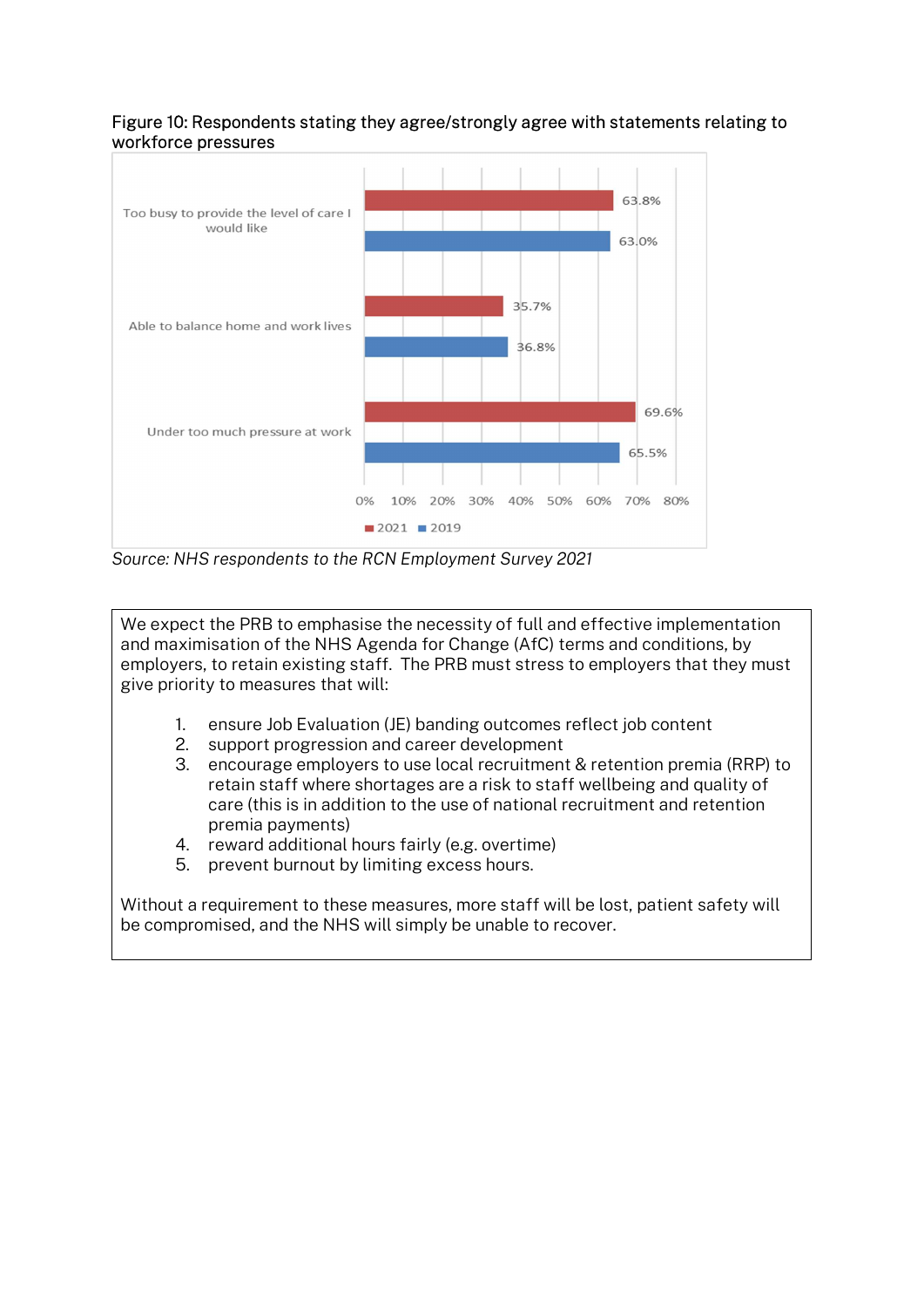Figure 10: Respondents stating they agree/strongly agree with statements relating to workforce pressures

| | 2021 | 2019 |
|---|---|---|
| Too busy to provide the level of care I would like | 63.8% | 63.0% |
| Able to balance home and work lives | 35.7% | 36.8% |
| Under too much pressure at work | 69.6% | 65.5% |

*Source: NHS respondents to the RCN Employment Survey 2021*

We expect the PRB to emphasise the necessity of full and effective implementation and maximisation of the NHS Agenda for Change (AfC) terms and conditions, by employers, to retain existing staff. The PRB must stress to employers that they must give priority to measures that will:

1. ensure Job Evaluation (JE) banding outcomes reflect job content
2. support progression and career development
3. encourage employers to use local recruitment & retention premia (RRP) to retain staff where shortages are a risk to staff wellbeing and quality of care (this is in addition to the use of national recruitment and retention premia payments)
4. reward additional hours fairly (e.g. overtime)
5. prevent burnout by limiting excess hours.

Without a requirement to these measures, more staff will be lost, patient safety will be compromised, and the NHS will simply be unable to recover.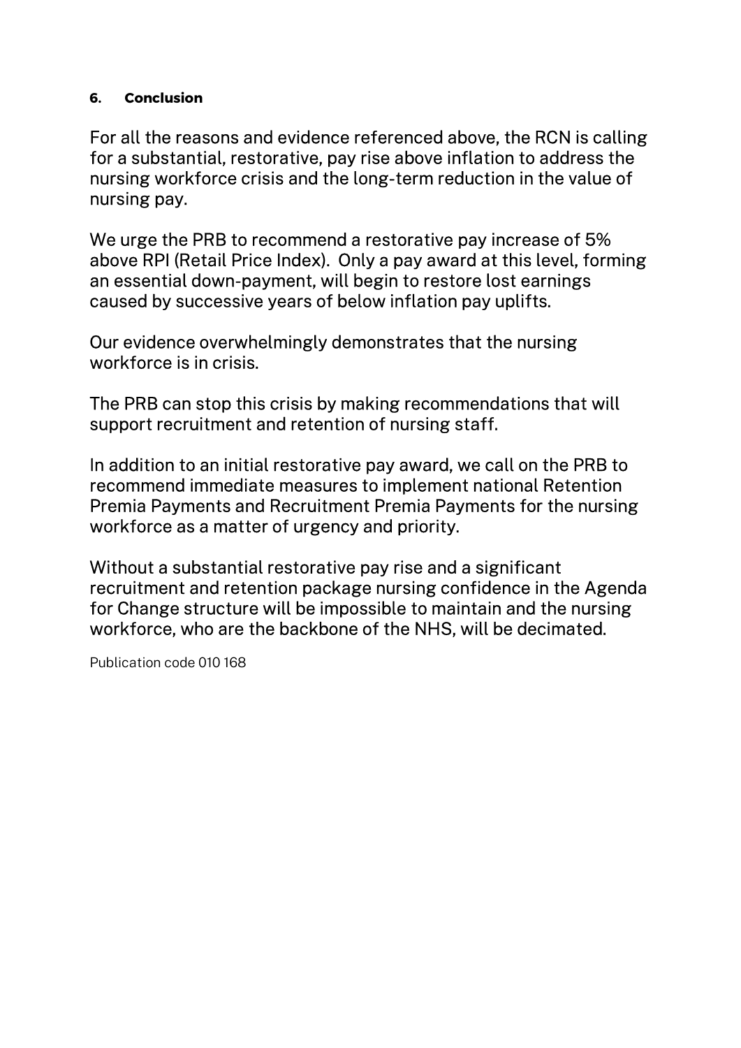## 6. Conclusion

For all the reasons and evidence referenced above, the RCN is calling for a substantial, restorative, pay rise above inflation to address the nursing workforce crisis and the long-term reduction in the value of nursing pay.

We urge the PRB to recommend a restorative pay increase of 5% above RPI (Retail Price Index). Only a pay award at this level, forming an essential down-payment, will begin to restore lost earnings caused by successive years of below inflation pay uplifts.

Our evidence overwhelmingly demonstrates that the nursing workforce is in crisis.

The PRB can stop this crisis by making recommendations that will support recruitment and retention of nursing staff.

In addition to an initial restorative pay award, we call on the PRB to recommend immediate measures to implement national Retention Premia Payments and Recruitment Premia Payments for the nursing workforce as a matter of urgency and priority.

Without a substantial restorative pay rise and a significant recruitment and retention package nursing confidence in the Agenda for Change structure will be impossible to maintain and the nursing workforce, who are the backbone of the NHS, will be decimated.

Publication code 010 168